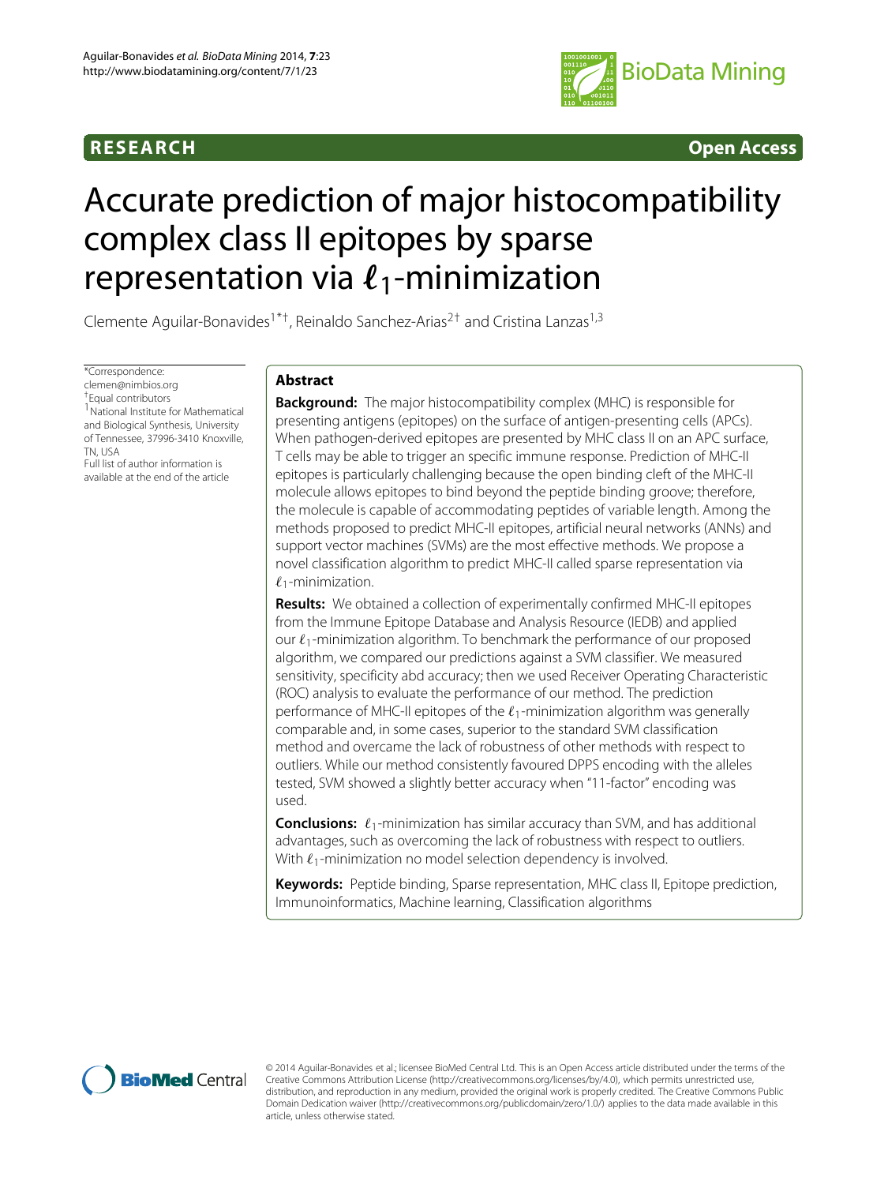RESEARCH Open Access

# Accurate prediction of major histocompatibility complex class II epitopes by sparse representation via $\ell_1$-minimization

Clemente Aguilar-Bonavides[1*†], Reinaldo Sanchez-Arias[2†] and Cristina Lanzas[1,3]

*Correspondence: clemen@nimbios.org
†Equal contributors
[1]National Institute for Mathematical and Biological Synthesis, University of Tennessee, 37996-3410 Knoxville, TN, USA
Full list of author information is available at the end of the article

## Abstract

**Background:** The major histocompatibility complex (MHC) is responsible for presenting antigens (epitopes) on the surface of antigen-presenting cells (APCs). When pathogen-derived epitopes are presented by MHC class II on an APC surface, T cells may be able to trigger an specific immune response. Prediction of MHC-II epitopes is particularly challenging because the open binding cleft of the MHC-II molecule allows epitopes to bind beyond the peptide binding groove; therefore, the molecule is capable of accommodating peptides of variable length. Among the methods proposed to predict MHC-II epitopes, artificial neural networks (ANNs) and support vector machines (SVMs) are the most effective methods. We propose a novel classification algorithm to predict MHC-II called sparse representation via $\ell_1$-minimization.

**Results:** We obtained a collection of experimentally confirmed MHC-II epitopes from the Immune Epitope Database and Analysis Resource (IEDB) and applied our $\ell_1$-minimization algorithm. To benchmark the performance of our proposed algorithm, we compared our predictions against a SVM classifier. We measured sensitivity, specificity abd accuracy; then we used Receiver Operating Characteristic (ROC) analysis to evaluate the performance of our method. The prediction performance of MHC-II epitopes of the $\ell_1$-minimization algorithm was generally comparable and, in some cases, superior to the standard SVM classification method and overcame the lack of robustness of other methods with respect to outliers. While our method consistently favoured DPPS encoding with the alleles tested, SVM showed a slightly better accuracy when "11-factor" encoding was used.

**Conclusions:** $\ell_1$-minimization has similar accuracy than SVM, and has additional advantages, such as overcoming the lack of robustness with respect to outliers. With $\ell_1$-minimization no model selection dependency is involved.

**Keywords:** Peptide binding, Sparse representation, MHC class II, Epitope prediction, Immunoinformatics, Machine learning, Classification algorithms

© 2014 Aguilar-Bonavides et al.; licensee BioMed Central Ltd. This is an Open Access article distributed under the terms of the Creative Commons Attribution License (http://creativecommons.org/licenses/by/4.0), which permits unrestricted use, distribution, and reproduction in any medium, provided the original work is properly credited. The Creative Commons Public Domain Dedication waiver (http://creativecommons.org/publicdomain/zero/1.0/) applies to the data made available in this article, unless otherwise stated.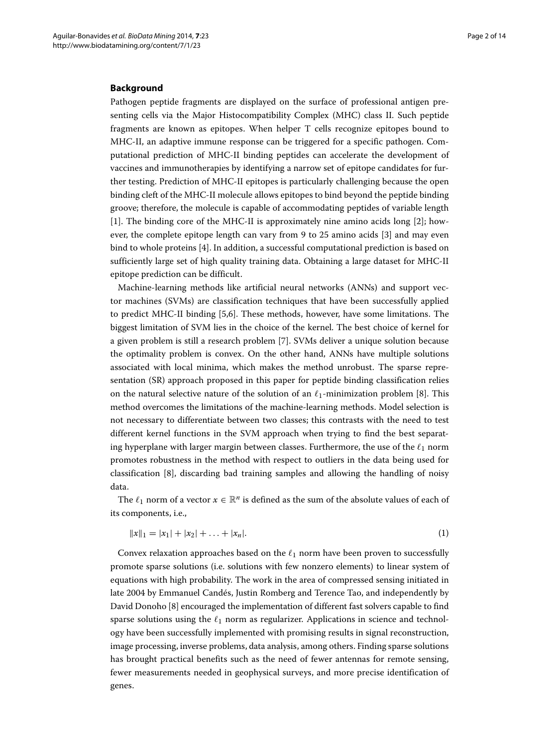## Background

Pathogen peptide fragments are displayed on the surface of professional antigen presenting cells via the Major Histocompatibility Complex (MHC) class II. Such peptide fragments are known as epitopes. When helper T cells recognize epitopes bound to MHC-II, an adaptive immune response can be triggered for a specific pathogen. Computational prediction of MHC-II binding peptides can accelerate the development of vaccines and immunotherapies by identifying a narrow set of epitope candidates for further testing. Prediction of MHC-II epitopes is particularly challenging because the open binding cleft of the MHC-II molecule allows epitopes to bind beyond the peptide binding groove; therefore, the molecule is capable of accommodating peptides of variable length [1]. The binding core of the MHC-II is approximately nine amino acids long [2]; however, the complete epitope length can vary from 9 to 25 amino acids [3] and may even bind to whole proteins [4]. In addition, a successful computational prediction is based on sufficiently large set of high quality training data. Obtaining a large dataset for MHC-II epitope prediction can be difficult.

Machine-learning methods like artificial neural networks (ANNs) and support vector machines (SVMs) are classification techniques that have been successfully applied to predict MHC-II binding [5,6]. These methods, however, have some limitations. The biggest limitation of SVM lies in the choice of the kernel. The best choice of kernel for a given problem is still a research problem [7]. SVMs deliver a unique solution because the optimality problem is convex. On the other hand, ANNs have multiple solutions associated with local minima, which makes the method unrobust. The sparse representation (SR) approach proposed in this paper for peptide binding classification relies on the natural selective nature of the solution of an $\ell_1$-minimization problem [8]. This method overcomes the limitations of the machine-learning methods. Model selection is not necessary to differentiate between two classes; this contrasts with the need to test different kernel functions in the SVM approach when trying to find the best separating hyperplane with larger margin between classes. Furthermore, the use of the $\ell_1$ norm promotes robustness in the method with respect to outliers in the data being used for classification [8], discarding bad training samples and allowing the handling of noisy data.

The $\ell_1$ norm of a vector $x \in \mathbb{R}^n$ is defined as the sum of the absolute values of each of its components, i.e.,

$$\|x\|_1 = |x_1| + |x_2| + \ldots + |x_n|. \tag{1}$$

Convex relaxation approaches based on the $\ell_1$ norm have been proven to successfully promote sparse solutions (i.e. solutions with few nonzero elements) to linear system of equations with high probability. The work in the area of compressed sensing initiated in late 2004 by Emmanuel Candés, Justin Romberg and Terence Tao, and independently by David Donoho [8] encouraged the implementation of different fast solvers capable to find sparse solutions using the $\ell_1$ norm as regularizer. Applications in science and technology have been successfully implemented with promising results in signal reconstruction, image processing, inverse problems, data analysis, among others. Finding sparse solutions has brought practical benefits such as the need of fewer antennas for remote sensing, fewer measurements needed in geophysical surveys, and more precise identification of genes.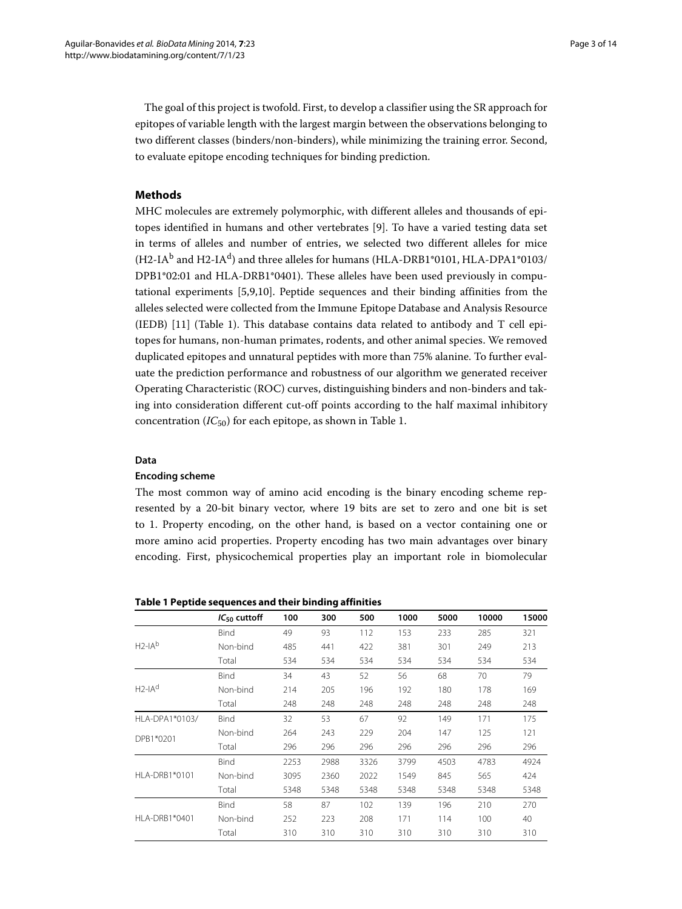The goal of this project is twofold. First, to develop a classifier using the SR approach for epitopes of variable length with the largest margin between the observations belonging to two different classes (binders/non-binders), while minimizing the training error. Second, to evaluate epitope encoding techniques for binding prediction.

## Methods

MHC molecules are extremely polymorphic, with different alleles and thousands of epitopes identified in humans and other vertebrates [9]. To have a varied testing data set in terms of alleles and number of entries, we selected two different alleles for mice (H2-IA$^b$ and H2-IA$^d$) and three alleles for humans (HLA-DRB1*0101, HLA-DPA1*0103/ DPB1*02:01 and HLA-DRB1*0401). These alleles have been used previously in computational experiments [5,9,10]. Peptide sequences and their binding affinities from the alleles selected were collected from the Immune Epitope Database and Analysis Resource (IEDB) [11] (Table 1). This database contains data related to antibody and T cell epitopes for humans, non-human primates, rodents, and other animal species. We removed duplicated epitopes and unnatural peptides with more than 75% alanine. To further evaluate the prediction performance and robustness of our algorithm we generated receiver Operating Characteristic (ROC) curves, distinguishing binders and non-binders and taking into consideration different cut-off points according to the half maximal inhibitory concentration ($IC_{50}$) for each epitope, as shown in Table 1.

### Data

### Encoding scheme

The most common way of amino acid encoding is the binary encoding scheme represented by a 20-bit binary vector, where 19 bits are set to zero and one bit is set to 1. Property encoding, on the other hand, is based on a vector containing one or more amino acid properties. Property encoding has two main advantages over binary encoding. First, physicochemical properties play an important role in biomolecular

**Table 1 Peptide sequences and their binding affinities**

| | $IC_{50}$ cuttoff | 100 | 300 | 500 | 1000 | 5000 | 10000 | 15000 |
|---|---|---|---|---|---|---|---|---|
| H2-IA$^b$ | Bind | 49 | 93 | 112 | 153 | 233 | 285 | 321 |
| | Non-bind | 485 | 441 | 422 | 381 | 301 | 249 | 213 |
| | Total | 534 | 534 | 534 | 534 | 534 | 534 | 534 |
| H2-IA$^d$ | Bind | 34 | 43 | 52 | 56 | 68 | 70 | 79 |
| | Non-bind | 214 | 205 | 196 | 192 | 180 | 178 | 169 |
| | Total | 248 | 248 | 248 | 248 | 248 | 248 | 248 |
| HLA-DPA1*0103/ DPB1*0201 | Bind | 32 | 53 | 67 | 92 | 149 | 171 | 175 |
| | Non-bind | 264 | 243 | 229 | 204 | 147 | 125 | 121 |
| | Total | 296 | 296 | 296 | 296 | 296 | 296 | 296 |
| HLA-DRB1*0101 | Bind | 2253 | 2988 | 3326 | 3799 | 4503 | 4783 | 4924 |
| | Non-bind | 3095 | 2360 | 2022 | 1549 | 845 | 565 | 424 |
| | Total | 5348 | 5348 | 5348 | 5348 | 5348 | 5348 | 5348 |
| HLA-DRB1*0401 | Bind | 58 | 87 | 102 | 139 | 196 | 210 | 270 |
| | Non-bind | 252 | 223 | 208 | 171 | 114 | 100 | 40 |
| | Total | 310 | 310 | 310 | 310 | 310 | 310 | 310 |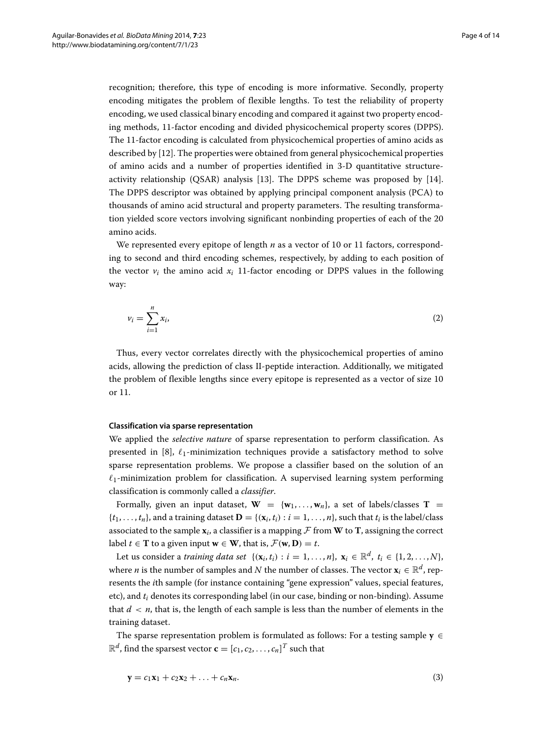recognition; therefore, this type of encoding is more informative. Secondly, property encoding mitigates the problem of flexible lengths. To test the reliability of property encoding, we used classical binary encoding and compared it against two property encoding methods, 11-factor encoding and divided physicochemical property scores (DPPS). The 11-factor encoding is calculated from physicochemical properties of amino acids as described by [12]. The properties were obtained from general physicochemical properties of amino acids and a number of properties identified in 3-D quantitative structure-activity relationship (QSAR) analysis [13]. The DPPS scheme was proposed by [14]. The DPPS descriptor was obtained by applying principal component analysis (PCA) to thousands of amino acid structural and property parameters. The resulting transformation yielded score vectors involving significant nonbinding properties of each of the 20 amino acids.

We represented every epitope of length $n$ as a vector of 10 or 11 factors, corresponding to second and third encoding schemes, respectively, by adding to each position of the vector $v_i$ the amino acid $x_i$ 11-factor encoding or DPPS values in the following way:

$$v_i = \sum_{i=1}^{n} x_i, \tag{2}$$

Thus, every vector correlates directly with the physicochemical properties of amino acids, allowing the prediction of class II-peptide interaction. Additionally, we mitigated the problem of flexible lengths since every epitope is represented as a vector of size 10 or 11.

#### Classification via sparse representation

We applied the *selective nature* of sparse representation to perform classification. As presented in [8], $\ell_1$-minimization techniques provide a satisfactory method to solve sparse representation problems. We propose a classifier based on the solution of an $\ell_1$-minimization problem for classification. A supervised learning system performing classification is commonly called a *classifier*.

Formally, given an input dataset, $\mathbf{W} = \{\mathbf{w}_1, \ldots, \mathbf{w}_n\}$, a set of labels/classes $\mathbf{T} = \{t_1, \ldots, t_n\}$, and a training dataset $\mathbf{D} = \{(\mathbf{x}_i, t_i) : i = 1, \ldots, n\}$, such that $t_i$ is the label/class associated to the sample $\mathbf{x}_i$, a classifier is a mapping $\mathcal{F}$ from $\mathbf{W}$ to $\mathbf{T}$, assigning the correct label $t \in \mathbf{T}$ to a given input $\mathbf{w} \in \mathbf{W}$, that is, $\mathcal{F}(\mathbf{w}, \mathbf{D}) = t$.

Let us consider a *training data set* $\{(\mathbf{x}_i, t_i) : i = 1, \ldots, n\}$, $\mathbf{x}_i \in \mathbb{R}^d$, $t_i \in \{1, 2, \ldots, N\}$, where $n$ is the number of samples and $N$ the number of classes. The vector $\mathbf{x}_i \in \mathbb{R}^d$, represents the $i$th sample (for instance containing "gene expression" values, special features, etc), and $t_i$ denotes its corresponding label (in our case, binding or non-binding). Assume that $d < n$, that is, the length of each sample is less than the number of elements in the training dataset.

The sparse representation problem is formulated as follows: For a testing sample $\mathbf{y} \in \mathbb{R}^d$, find the sparsest vector $\mathbf{c} = [c_1, c_2, \ldots, c_n]^T$ such that

$$\mathbf{y} = c_1\mathbf{x}_1 + c_2\mathbf{x}_2 + \ldots + c_n\mathbf{x}_n. \tag{3}$$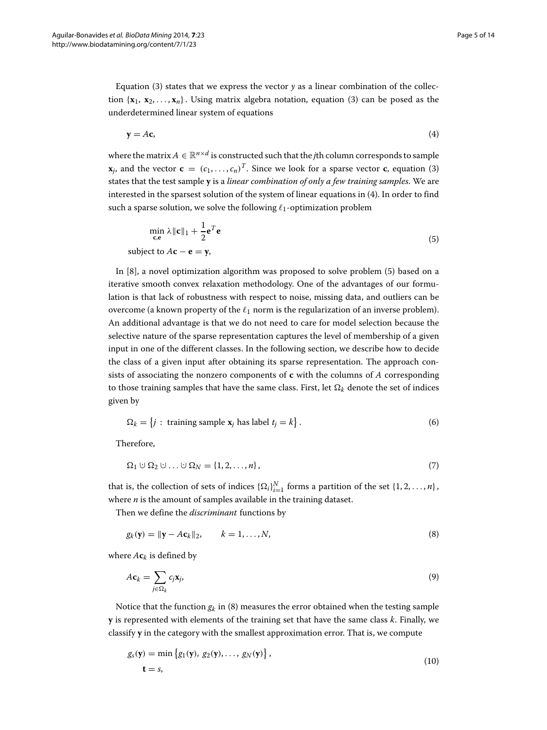Equation (3) states that we express the vector $y$ as a linear combination of the collection $\{\mathbf{x}_1, \mathbf{x}_2, \ldots, \mathbf{x}_n\}$. Using matrix algebra notation, equation (3) can be posed as the underdetermined linear system of equations

$$\mathbf{y} = A\mathbf{c}, \tag{4}$$

where the matrix $A \in \mathbb{R}^{n \times d}$ is constructed such that the $j$th column corresponds to sample $\mathbf{x}_j$, and the vector $\mathbf{c} = (c_1, \ldots, c_n)^T$. Since we look for a sparse vector $\mathbf{c}$, equation (3) states that the test sample $\mathbf{y}$ is a *linear combination of only a few training samples*. We are interested in the sparsest solution of the system of linear equations in (4). In order to find such a sparse solution, we solve the following $\ell_1$-optimization problem

$$\begin{aligned} &\min_{\mathbf{c},\mathbf{e}} \lambda \|\mathbf{c}\|_1 + \frac{1}{2}\mathbf{e}^T\mathbf{e} \\ &\text{subject to } A\mathbf{c} - \mathbf{e} = \mathbf{y}, \end{aligned} \tag{5}$$

In [8], a novel optimization algorithm was proposed to solve problem (5) based on a iterative smooth convex relaxation methodology. One of the advantages of our formulation is that lack of robustness with respect to noise, missing data, and outliers can be overcome (a known property of the $\ell_1$ norm is the regularization of an inverse problem). An additional advantage is that we do not need to care for model selection because the selective nature of the sparse representation captures the level of membership of a given input in one of the different classes. In the following section, we describe how to decide the class of a given input after obtaining its sparse representation. The approach consists of associating the nonzero components of $\mathbf{c}$ with the columns of $A$ corresponding to those training samples that have the same class. First, let $\Omega_k$ denote the set of indices given by

$$\Omega_k = \left\{ j \, : \, \text{training sample } \mathbf{x}_j \text{ has label } t_j = k \right\}. \tag{6}$$

Therefore,

$$\Omega_1 \cup \Omega_2 \cup \ldots \cup \Omega_N = \{1, 2, \ldots, n\}, \tag{7}$$

that is, the collection of sets of indices $\{\Omega_i\}_{i=1}^N$ forms a partition of the set $\{1, 2, \ldots, n\}$, where $n$ is the amount of samples available in the training dataset.

Then we define the *discriminant* functions by

$$g_k(\mathbf{y}) = \|\mathbf{y} - A\mathbf{c}_k\|_2, \qquad k = 1, \ldots, N, \tag{8}$$

where $A\mathbf{c}_k$ is defined by

$$A\mathbf{c}_k = \sum_{j \in \Omega_k} c_j \mathbf{x}_j, \tag{9}$$

Notice that the function $g_k$ in (8) measures the error obtained when the testing sample $\mathbf{y}$ is represented with elements of the training set that have the same class $k$. Finally, we classify $\mathbf{y}$ in the category with the smallest approximation error. That is, we compute

$$\begin{aligned} g_s(\mathbf{y}) &= \min \left\{ g_1(\mathbf{y}),\ g_2(\mathbf{y}), \ldots,\ g_N(\mathbf{y}) \right\}, \\ \mathbf{t} &= s, \end{aligned} \tag{10}$$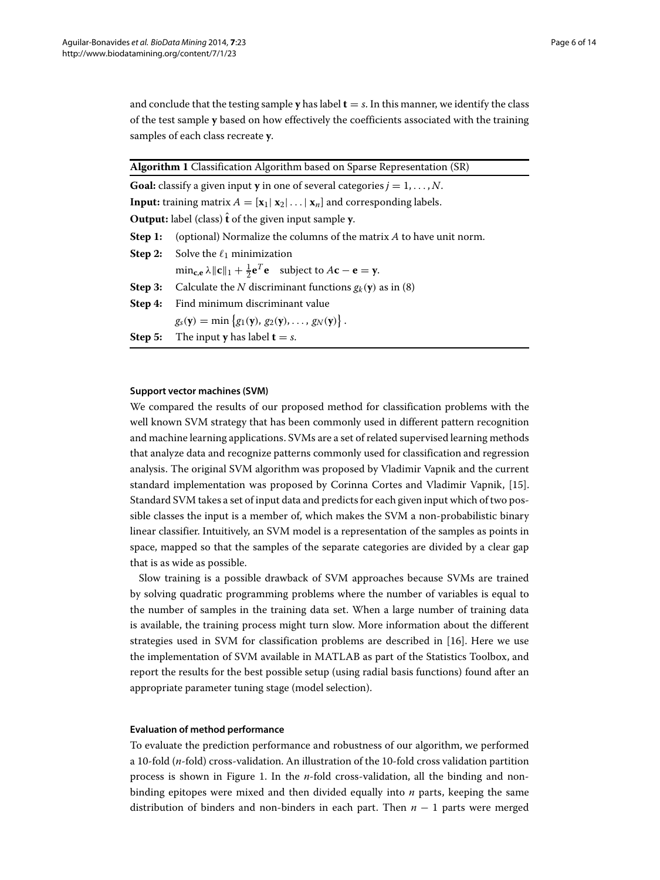and conclude that the testing sample $\mathbf{y}$ has label $\mathbf{t} = s$. In this manner, we identify the class of the test sample $\mathbf{y}$ based on how effectively the coefficients associated with the training samples of each class recreate $\mathbf{y}$.

**Algorithm 1** Classification Algorithm based on Sparse Representation (SR)

**Goal:** classify a given input $\mathbf{y}$ in one of several categories $j = 1, \ldots, N$.

**Input:** training matrix $A = [\mathbf{x}_1 | \mathbf{x}_2 | \ldots | \mathbf{x}_n]$ and corresponding labels.

**Output:** label (class) $\hat{\mathbf{t}}$ of the given input sample $\mathbf{y}$.

**Step 1:** (optional) Normalize the columns of the matrix $A$ to have unit norm.

**Step 2:** Solve the $\ell_1$ minimization
$\min_{\mathbf{c},\mathbf{e}} \lambda \|\mathbf{c}\|_1 + \frac{1}{2}\mathbf{e}^T\mathbf{e} \quad \text{subject to } A\mathbf{c} - \mathbf{e} = \mathbf{y}$.

**Step 3:** Calculate the $N$ discriminant functions $g_k(\mathbf{y})$ as in (8)

**Step 4:** Find minimum discriminant value
$g_s(\mathbf{y}) = \min \left\{ g_1(\mathbf{y}), g_2(\mathbf{y}), \ldots, g_N(\mathbf{y}) \right\}$.

**Step 5:** The input $\mathbf{y}$ has label $\mathbf{t} = s$.

#### Support vector machines (SVM)

We compared the results of our proposed method for classification problems with the well known SVM strategy that has been commonly used in different pattern recognition and machine learning applications. SVMs are a set of related supervised learning methods that analyze data and recognize patterns commonly used for classification and regression analysis. The original SVM algorithm was proposed by Vladimir Vapnik and the current standard implementation was proposed by Corinna Cortes and Vladimir Vapnik, [15]. Standard SVM takes a set of input data and predicts for each given input which of two possible classes the input is a member of, which makes the SVM a non-probabilistic binary linear classifier. Intuitively, an SVM model is a representation of the samples as points in space, mapped so that the samples of the separate categories are divided by a clear gap that is as wide as possible.

Slow training is a possible drawback of SVM approaches because SVMs are trained by solving quadratic programming problems where the number of variables is equal to the number of samples in the training data set. When a large number of training data is available, the training process might turn slow. More information about the different strategies used in SVM for classification problems are described in [16]. Here we use the implementation of SVM available in MATLAB as part of the Statistics Toolbox, and report the results for the best possible setup (using radial basis functions) found after an appropriate parameter tuning stage (model selection).

#### Evaluation of method performance

To evaluate the prediction performance and robustness of our algorithm, we performed a 10-fold ($n$-fold) cross-validation. An illustration of the 10-fold cross validation partition process is shown in Figure 1. In the $n$-fold cross-validation, all the binding and non-binding epitopes were mixed and then divided equally into $n$ parts, keeping the same distribution of binders and non-binders in each part. Then $n - 1$ parts were merged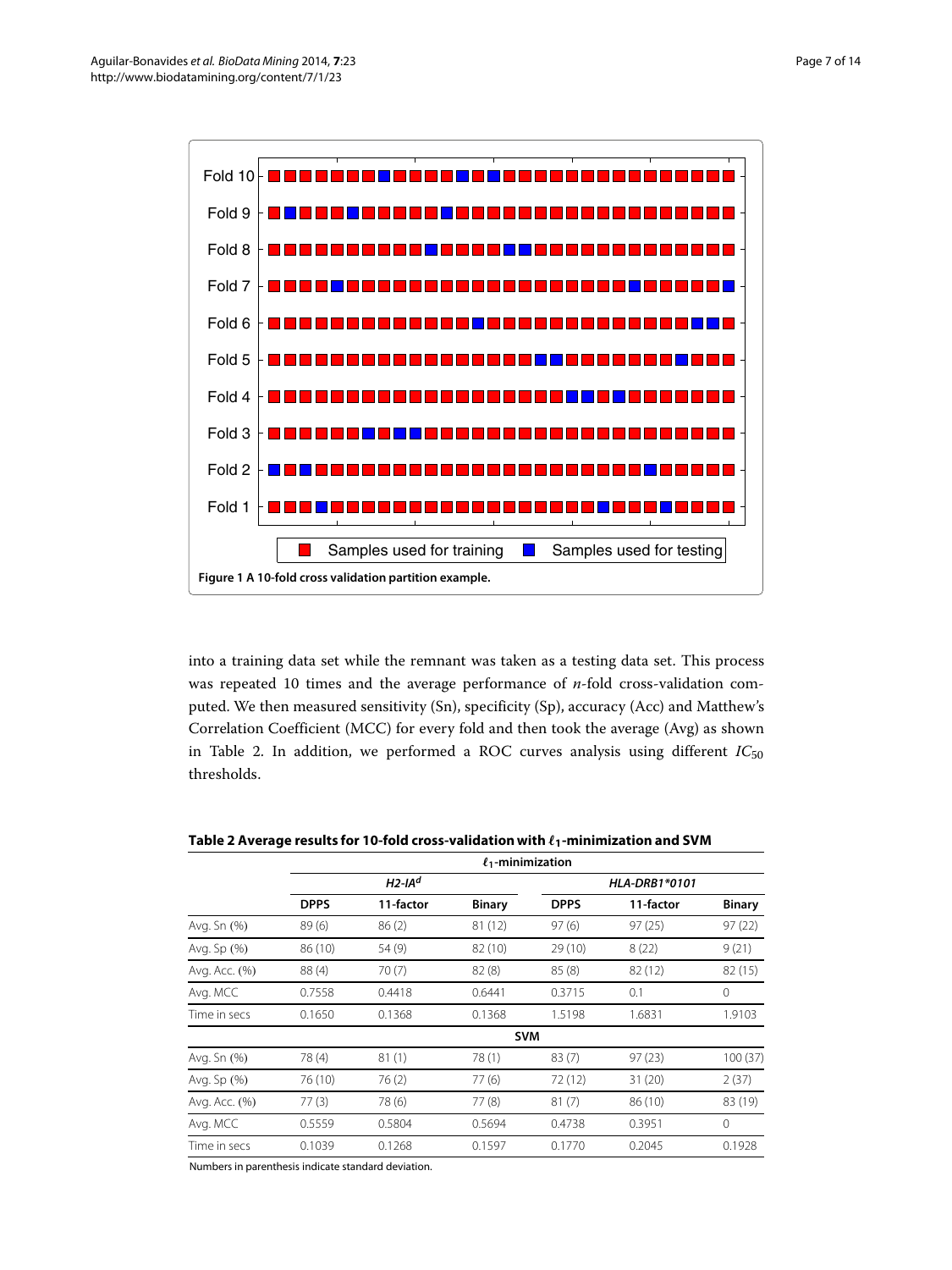Figure 1 A 10-fold cross validation partition example.

into a training data set while the remnant was taken as a testing data set. This process was repeated 10 times and the average performance of $n$-fold cross-validation computed. We then measured sensitivity (Sn), specificity (Sp), accuracy (Acc) and Matthew's Correlation Coefficient (MCC) for every fold and then took the average (Avg) as shown in Table 2. In addition, we performed a ROC curves analysis using different $IC_{50}$ thresholds.

**Table 2 Average results for 10-fold cross-validation with $\ell_1$-minimization and SVM**

| | $\ell_1$-minimization | | | | | |
|---|---|---|---|---|---|---|
| | *H2-IA*$^d$ | | | *HLA-DRB1\*0101* | | |
| | **DPPS** | **11-factor** | **Binary** | **DPPS** | **11-factor** | **Binary** |
| Avg. Sn (%) | 89 (6) | 86 (2) | 81 (12) | 97 (6) | 97 (25) | 97 (22) |
| Avg. Sp (%) | 86 (10) | 54 (9) | 82 (10) | 29 (10) | 8 (22) | 9 (21) |
| Avg. Acc. (%) | 88 (4) | 70 (7) | 82 (8) | 85 (8) | 82 (12) | 82 (15) |
| Avg. MCC | 0.7558 | 0.4418 | 0.6441 | 0.3715 | 0.1 | 0 |
| Time in secs | 0.1650 | 0.1368 | 0.1368 | 1.5198 | 1.6831 | 1.9103 |
| | **SVM** | | | | | |
| Avg. Sn (%) | 78 (4) | 81 (1) | 78 (1) | 83 (7) | 97 (23) | 100 (37) |
| Avg. Sp (%) | 76 (10) | 76 (2) | 77 (6) | 72 (12) | 31 (20) | 2 (37) |
| Avg. Acc. (%) | 77 (3) | 78 (6) | 77 (8) | 81 (7) | 86 (10) | 83 (19) |
| Avg. MCC | 0.5559 | 0.5804 | 0.5694 | 0.4738 | 0.3951 | 0 |
| Time in secs | 0.1039 | 0.1268 | 0.1597 | 0.1770 | 0.2045 | 0.1928 |

Numbers in parenthesis indicate standard deviation.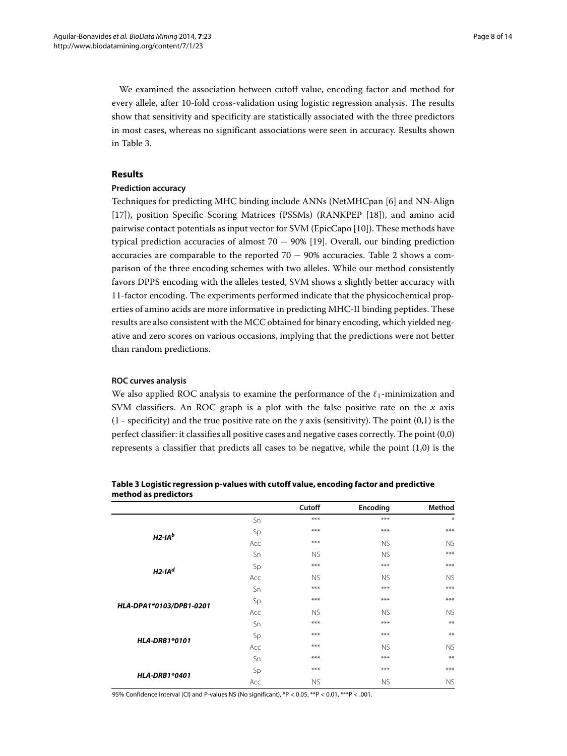We examined the association between cutoff value, encoding factor and method for every allele, after 10-fold cross-validation using logistic regression analysis. The results show that sensitivity and specificity are statistically associated with the three predictors in most cases, whereas no significant associations were seen in accuracy. Results shown in Table 3.

## Results

### Prediction accuracy

Techniques for predicting MHC binding include ANNs (NetMHCpan [6] and NN-Align [17]), position Specific Scoring Matrices (PSSMs) (RANKPEP [18]), and amino acid pairwise contact potentials as input vector for SVM (EpicCapo [10]). These methods have typical prediction accuracies of almost $70 - 90\%$ [19]. Overall, our binding prediction accuracies are comparable to the reported $70 - 90\%$ accuracies. Table 2 shows a comparison of the three encoding schemes with two alleles. While our method consistently favors DPPS encoding with the alleles tested, SVM shows a slightly better accuracy with 11-factor encoding. The experiments performed indicate that the physicochemical properties of amino acids are more informative in predicting MHC-II binding peptides. These results are also consistent with the MCC obtained for binary encoding, which yielded negative and zero scores on various occasions, implying that the predictions were not better than random predictions.

### ROC curves analysis

We also applied ROC analysis to examine the performance of the $\ell_1$-minimization and SVM classifiers. An ROC graph is a plot with the false positive rate on the $x$ axis (1 - specificity) and the true positive rate on the $y$ axis (sensitivity). The point (0,1) is the perfect classifier: it classifies all positive cases and negative cases correctly. The point (0,0) represents a classifier that predicts all cases to be negative, while the point (1,0) is the

**Table 3 Logistic regression p-values with cutoff value, encoding factor and predictive method as predictors**

| | | Cutoff | Encoding | Method |
|---|---|---|---|---|
| ***H2-IA$^b$*** | Sn | *** | *** | * |
| | Sp | *** | *** | *** |
| | Acc | *** | NS | NS |
| ***H2-IA$^d$*** | Sn | NS | NS | *** |
| | Sp | *** | *** | *** |
| | Acc | NS | NS | NS |
| ***HLA-DPA1*0103/DPB1-0201*** | Sn | *** | *** | *** |
| | Sp | *** | *** | *** |
| | Acc | NS | NS | NS |
| ***HLA-DRB1*0101*** | Sn | *** | *** | ** |
| | Sp | *** | *** | ** |
| | Acc | *** | NS | NS |
| ***HLA-DRB1*0401*** | Sn | *** | *** | ** |
| | Sp | *** | *** | *** |
| | Acc | NS | NS | NS |

95% Confidence interval (CI) and P-values NS (No significant), *P < 0.05, **P < 0.01, ***P < .001.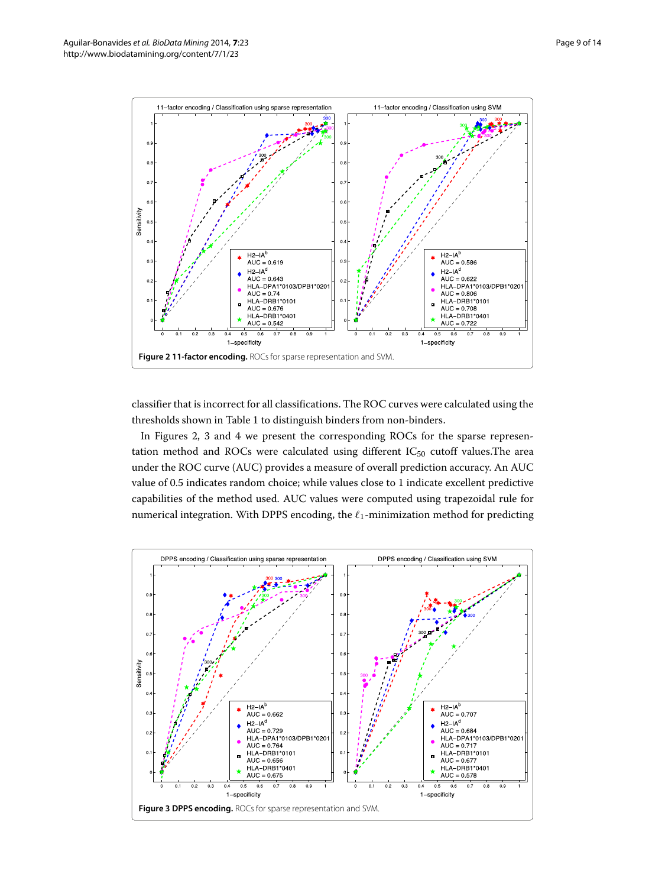**Figure 2 11-factor encoding.** ROCs for sparse representation and SVM.

classifier that is incorrect for all classifications. The ROC curves were calculated using the thresholds shown in Table 1 to distinguish binders from non-binders.

In Figures 2, 3 and 4 we present the corresponding ROCs for the sparse representation method and ROCs were calculated using different $IC_{50}$ cutoff values.The area under the ROC curve (AUC) provides a measure of overall prediction accuracy. An AUC value of 0.5 indicates random choice; while values close to 1 indicate excellent predictive capabilities of the method used. AUC values were computed using trapezoidal rule for numerical integration. With DPPS encoding, the $\ell_1$-minimization method for predicting

**Figure 3 DPPS encoding.** ROCs for sparse representation and SVM.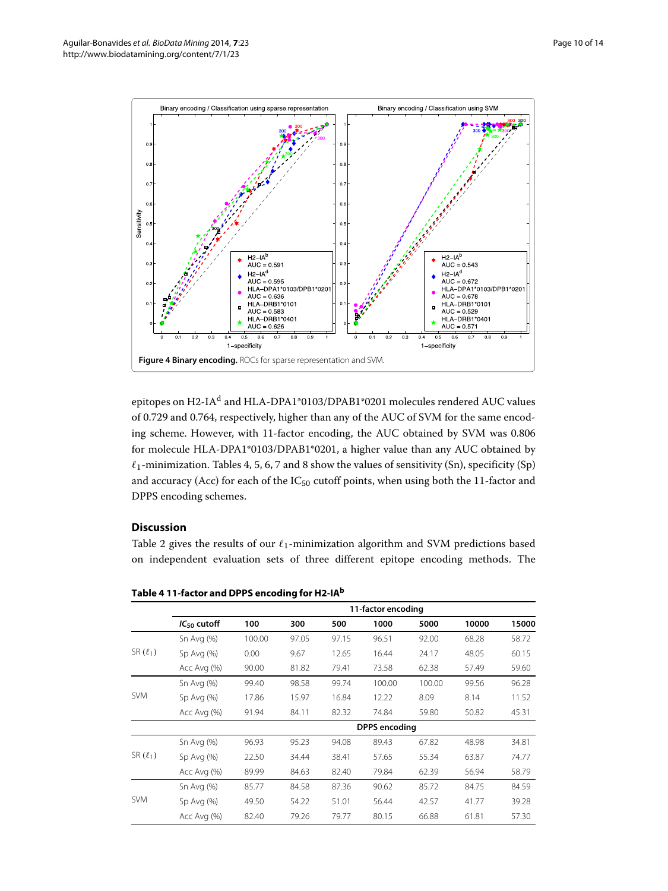**Figure 4 Binary encoding.** ROCs for sparse representation and SVM.

epitopes on H2-IA$^d$ and HLA-DPA1*0103/DPAB1*0201 molecules rendered AUC values of 0.729 and 0.764, respectively, higher than any of the AUC of SVM for the same encoding scheme. However, with 11-factor encoding, the AUC obtained by SVM was 0.806 for molecule HLA-DPA1*0103/DPAB1*0201, a higher value than any AUC obtained by $\ell_1$-minimization. Tables 4, 5, 6, 7 and 8 show the values of sensitivity (Sn), specificity (Sp) and accuracy (Acc) for each of the $IC_{50}$ cutoff points, when using both the 11-factor and DPPS encoding schemes.

## Discussion

Table 2 gives the results of our $\ell_1$-minimization algorithm and SVM predictions based on independent evaluation sets of three different epitope encoding methods. The

**Table 4 11-factor and DPPS encoding for H2-IA$^b$**

| | | 11-factor encoding | | | | | | |
|---|---|---|---|---|---|---|---|---|
| | $IC_{50}$ cutoff | 100 | 300 | 500 | 1000 | 5000 | 10000 | 15000 |
| SR ($\ell_1$) | Sn Avg (%) | 100.00 | 97.05 | 97.15 | 96.51 | 92.00 | 68.28 | 58.72 |
| | Sp Avg (%) | 0.00 | 9.67 | 12.65 | 16.44 | 24.17 | 48.05 | 60.15 |
| | Acc Avg (%) | 90.00 | 81.82 | 79.41 | 73.58 | 62.38 | 57.49 | 59.60 |
| SVM | Sn Avg (%) | 99.40 | 98.58 | 99.74 | 100.00 | 100.00 | 99.56 | 96.28 |
| | Sp Avg (%) | 17.86 | 15.97 | 16.84 | 12.22 | 8.09 | 8.14 | 11.52 |
| | Acc Avg (%) | 91.94 | 84.11 | 82.32 | 74.84 | 59.80 | 50.82 | 45.31 |
| | | DPPS encoding | | | | | | |
| SR ($\ell_1$) | Sn Avg (%) | 96.93 | 95.23 | 94.08 | 89.43 | 67.82 | 48.98 | 34.81 |
| | Sp Avg (%) | 22.50 | 34.44 | 38.41 | 57.65 | 55.34 | 63.87 | 74.77 |
| | Acc Avg (%) | 89.99 | 84.63 | 82.40 | 79.84 | 62.39 | 56.94 | 58.79 |
| SVM | Sn Avg (%) | 85.77 | 84.58 | 87.36 | 90.62 | 85.72 | 84.75 | 84.59 |
| | Sp Avg (%) | 49.50 | 54.22 | 51.01 | 56.44 | 42.57 | 41.77 | 39.28 |
| | Acc Avg (%) | 82.40 | 79.26 | 79.77 | 80.15 | 66.88 | 61.81 | 57.30 |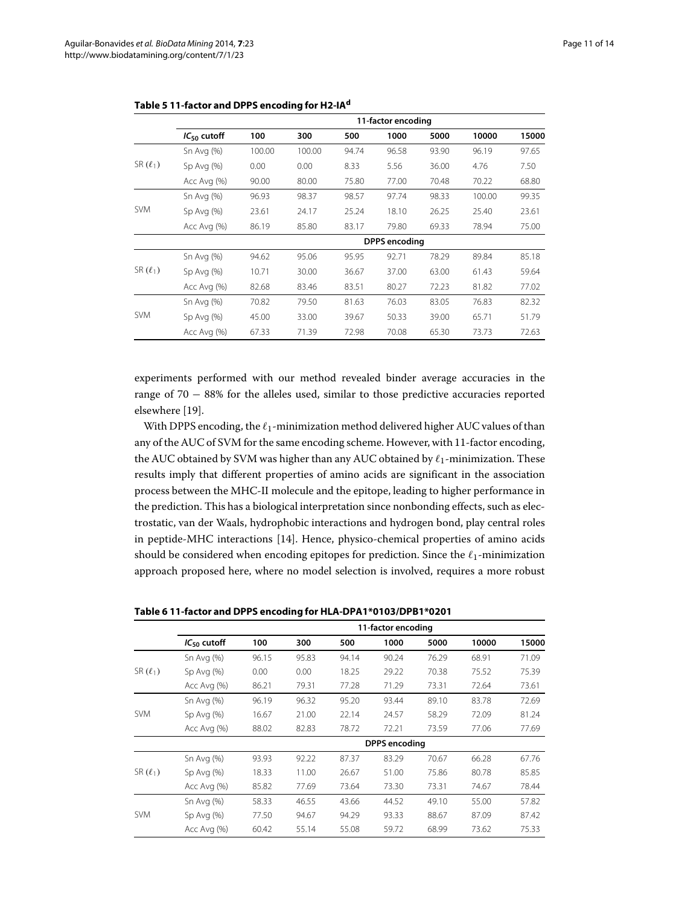**Table 5 11-factor and DPPS encoding for H2-IA[d]**

| | | 11-factor encoding | | | | | | |
|---|---|---|---|---|---|---|---|---|
| | $IC_{50}$ cutoff | 100 | 300 | 500 | 1000 | 5000 | 10000 | 15000 |
| SR ($\ell_1$) | Sn Avg (%) | 100.00 | 100.00 | 94.74 | 96.58 | 93.90 | 96.19 | 97.65 |
| | Sp Avg (%) | 0.00 | 0.00 | 8.33 | 5.56 | 36.00 | 4.76 | 7.50 |
| | Acc Avg (%) | 90.00 | 80.00 | 75.80 | 77.00 | 70.48 | 70.22 | 68.80 |
| SVM | Sn Avg (%) | 96.93 | 98.37 | 98.57 | 97.74 | 98.33 | 100.00 | 99.35 |
| | Sp Avg (%) | 23.61 | 24.17 | 25.24 | 18.10 | 26.25 | 25.40 | 23.61 |
| | Acc Avg (%) | 86.19 | 85.80 | 83.17 | 79.80 | 69.33 | 78.94 | 75.00 |
| | | DPPS encoding | | | | | | |
| SR ($\ell_1$) | Sn Avg (%) | 94.62 | 95.06 | 95.95 | 92.71 | 78.29 | 89.84 | 85.18 |
| | Sp Avg (%) | 10.71 | 30.00 | 36.67 | 37.00 | 63.00 | 61.43 | 59.64 |
| | Acc Avg (%) | 82.68 | 83.46 | 83.51 | 80.27 | 72.23 | 81.82 | 77.02 |
| SVM | Sn Avg (%) | 70.82 | 79.50 | 81.63 | 76.03 | 83.05 | 76.83 | 82.32 |
| | Sp Avg (%) | 45.00 | 33.00 | 39.67 | 50.33 | 39.00 | 65.71 | 51.79 |
| | Acc Avg (%) | 67.33 | 71.39 | 72.98 | 70.08 | 65.30 | 73.73 | 72.63 |

experiments performed with our method revealed binder average accuracies in the range of $70 - 88\%$ for the alleles used, similar to those predictive accuracies reported elsewhere [19].

With DPPS encoding, the $\ell_1$-minimization method delivered higher AUC values of than any of the AUC of SVM for the same encoding scheme. However, with 11-factor encoding, the AUC obtained by SVM was higher than any AUC obtained by $\ell_1$-minimization. These results imply that different properties of amino acids are significant in the association process between the MHC-II molecule and the epitope, leading to higher performance in the prediction. This has a biological interpretation since nonbonding effects, such as electrostatic, van der Waals, hydrophobic interactions and hydrogen bond, play central roles in peptide-MHC interactions [14]. Hence, physico-chemical properties of amino acids should be considered when encoding epitopes for prediction. Since the $\ell_1$-minimization approach proposed here, where no model selection is involved, requires a more robust

**Table 6 11-factor and DPPS encoding for HLA-DPA1*0103/DPB1*0201**

| | | 11-factor encoding | | | | | | |
|---|---|---|---|---|---|---|---|---|
| | $IC_{50}$ cutoff | 100 | 300 | 500 | 1000 | 5000 | 10000 | 15000 |
| SR ($\ell_1$) | Sn Avg (%) | 96.15 | 95.83 | 94.14 | 90.24 | 76.29 | 68.91 | 71.09 |
| | Sp Avg (%) | 0.00 | 0.00 | 18.25 | 29.22 | 70.38 | 75.52 | 75.39 |
| | Acc Avg (%) | 86.21 | 79.31 | 77.28 | 71.29 | 73.31 | 72.64 | 73.61 |
| SVM | Sn Avg (%) | 96.19 | 96.32 | 95.20 | 93.44 | 89.10 | 83.78 | 72.69 |
| | Sp Avg (%) | 16.67 | 21.00 | 22.14 | 24.57 | 58.29 | 72.09 | 81.24 |
| | Acc Avg (%) | 88.02 | 82.83 | 78.72 | 72.21 | 73.59 | 77.06 | 77.69 |
| | | DPPS encoding | | | | | | |
| SR ($\ell_1$) | Sn Avg (%) | 93.93 | 92.22 | 87.37 | 83.29 | 70.67 | 66.28 | 67.76 |
| | Sp Avg (%) | 18.33 | 11.00 | 26.67 | 51.00 | 75.86 | 80.78 | 85.85 |
| | Acc Avg (%) | 85.82 | 77.69 | 73.64 | 73.30 | 73.31 | 74.67 | 78.44 |
| SVM | Sn Avg (%) | 58.33 | 46.55 | 43.66 | 44.52 | 49.10 | 55.00 | 57.82 |
| | Sp Avg (%) | 77.50 | 94.67 | 94.29 | 93.33 | 88.67 | 87.09 | 87.42 |
| | Acc Avg (%) | 60.42 | 55.14 | 55.08 | 59.72 | 68.99 | 73.62 | 75.33 |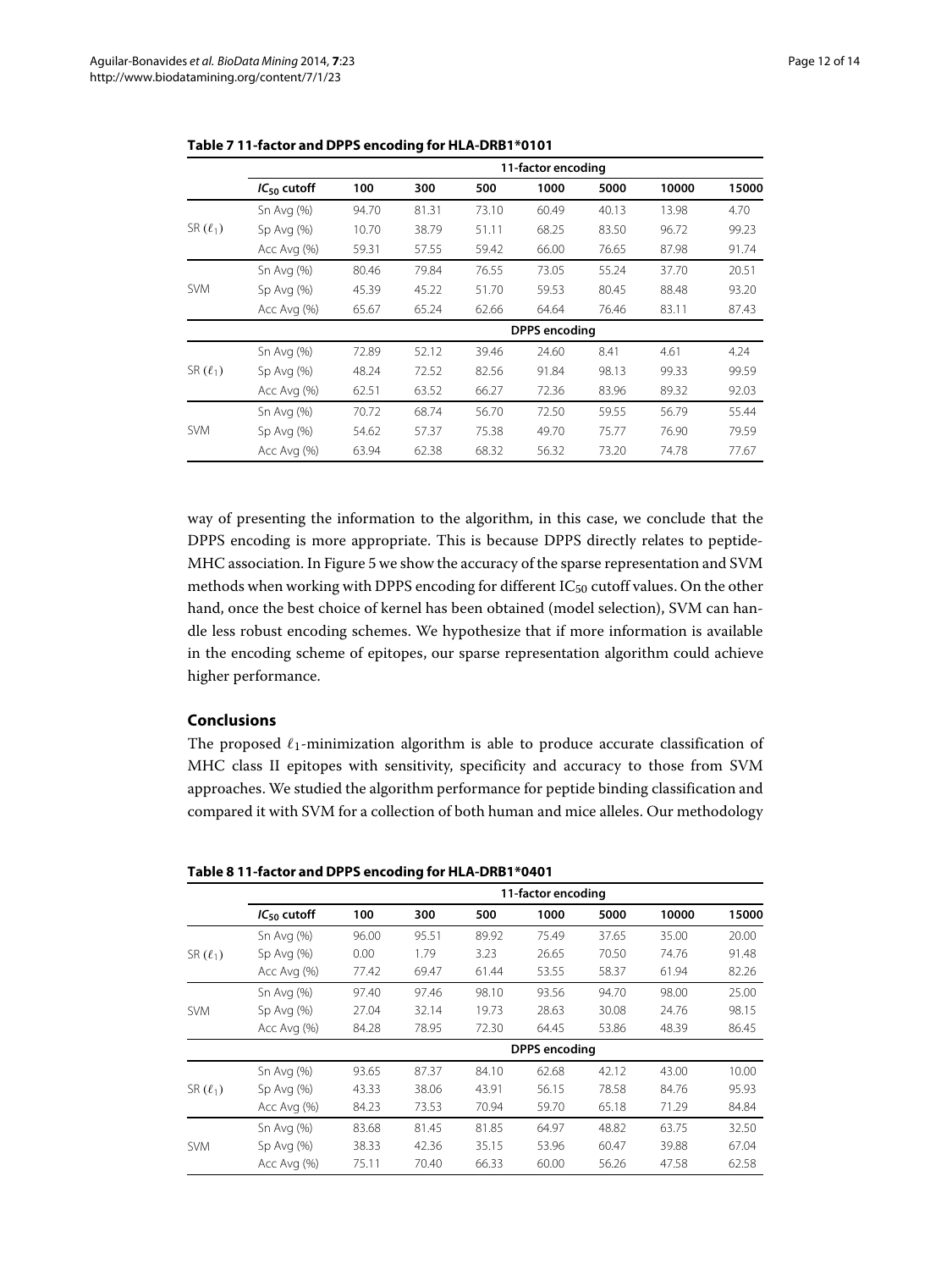**Table 7 11-factor and DPPS encoding for HLA-DRB1*0101**

| | | 11-factor encoding | | | | | | |
|---|---|---|---|---|---|---|---|---|
| | $IC_{50}$ cutoff | 100 | 300 | 500 | 1000 | 5000 | 10000 | 15000 |
| SR ($\ell_1$) | Sn Avg (%) | 94.70 | 81.31 | 73.10 | 60.49 | 40.13 | 13.98 | 4.70 |
| | Sp Avg (%) | 10.70 | 38.79 | 51.11 | 68.25 | 83.50 | 96.72 | 99.23 |
| | Acc Avg (%) | 59.31 | 57.55 | 59.42 | 66.00 | 76.65 | 87.98 | 91.74 |
| SVM | Sn Avg (%) | 80.46 | 79.84 | 76.55 | 73.05 | 55.24 | 37.70 | 20.51 |
| | Sp Avg (%) | 45.39 | 45.22 | 51.70 | 59.53 | 80.45 | 88.48 | 93.20 |
| | Acc Avg (%) | 65.67 | 65.24 | 62.66 | 64.64 | 76.46 | 83.11 | 87.43 |
| | | DPPS encoding | | | | | | |
| SR ($\ell_1$) | Sn Avg (%) | 72.89 | 52.12 | 39.46 | 24.60 | 8.41 | 4.61 | 4.24 |
| | Sp Avg (%) | 48.24 | 72.52 | 82.56 | 91.84 | 98.13 | 99.33 | 99.59 |
| | Acc Avg (%) | 62.51 | 63.52 | 66.27 | 72.36 | 83.96 | 89.32 | 92.03 |
| SVM | Sn Avg (%) | 70.72 | 68.74 | 56.70 | 72.50 | 59.55 | 56.79 | 55.44 |
| | Sp Avg (%) | 54.62 | 57.37 | 75.38 | 49.70 | 75.77 | 76.90 | 79.59 |
| | Acc Avg (%) | 63.94 | 62.38 | 68.32 | 56.32 | 73.20 | 74.78 | 77.67 |

way of presenting the information to the algorithm, in this case, we conclude that the DPPS encoding is more appropriate. This is because DPPS directly relates to peptide-MHC association. In Figure 5 we show the accuracy of the sparse representation and SVM methods when working with DPPS encoding for different $IC_{50}$ cutoff values. On the other hand, once the best choice of kernel has been obtained (model selection), SVM can handle less robust encoding schemes. We hypothesize that if more information is available in the encoding scheme of epitopes, our sparse representation algorithm could achieve higher performance.

## Conclusions

The proposed $\ell_1$-minimization algorithm is able to produce accurate classification of MHC class II epitopes with sensitivity, specificity and accuracy to those from SVM approaches. We studied the algorithm performance for peptide binding classification and compared it with SVM for a collection of both human and mice alleles. Our methodology

**Table 8 11-factor and DPPS encoding for HLA-DRB1*0401**

| | | 11-factor encoding | | | | | | |
|---|---|---|---|---|---|---|---|---|
| | $IC_{50}$ cutoff | 100 | 300 | 500 | 1000 | 5000 | 10000 | 15000 |
| SR ($\ell_1$) | Sn Avg (%) | 96.00 | 95.51 | 89.92 | 75.49 | 37.65 | 35.00 | 20.00 |
| | Sp Avg (%) | 0.00 | 1.79 | 3.23 | 26.65 | 70.50 | 74.76 | 91.48 |
| | Acc Avg (%) | 77.42 | 69.47 | 61.44 | 53.55 | 58.37 | 61.94 | 82.26 |
| SVM | Sn Avg (%) | 97.40 | 97.46 | 98.10 | 93.56 | 94.70 | 98.00 | 25.00 |
| | Sp Avg (%) | 27.04 | 32.14 | 19.73 | 28.63 | 30.08 | 24.76 | 98.15 |
| | Acc Avg (%) | 84.28 | 78.95 | 72.30 | 64.45 | 53.86 | 48.39 | 86.45 |
| | | DPPS encoding | | | | | | |
| SR ($\ell_1$) | Sn Avg (%) | 93.65 | 87.37 | 84.10 | 62.68 | 42.12 | 43.00 | 10.00 |
| | Sp Avg (%) | 43.33 | 38.06 | 43.91 | 56.15 | 78.58 | 84.76 | 95.93 |
| | Acc Avg (%) | 84.23 | 73.53 | 70.94 | 59.70 | 65.18 | 71.29 | 84.84 |
| SVM | Sn Avg (%) | 83.68 | 81.45 | 81.85 | 64.97 | 48.82 | 63.75 | 32.50 |
| | Sp Avg (%) | 38.33 | 42.36 | 35.15 | 53.96 | 60.47 | 39.88 | 67.04 |
| | Acc Avg (%) | 75.11 | 70.40 | 66.33 | 60.00 | 56.26 | 47.58 | 62.58 |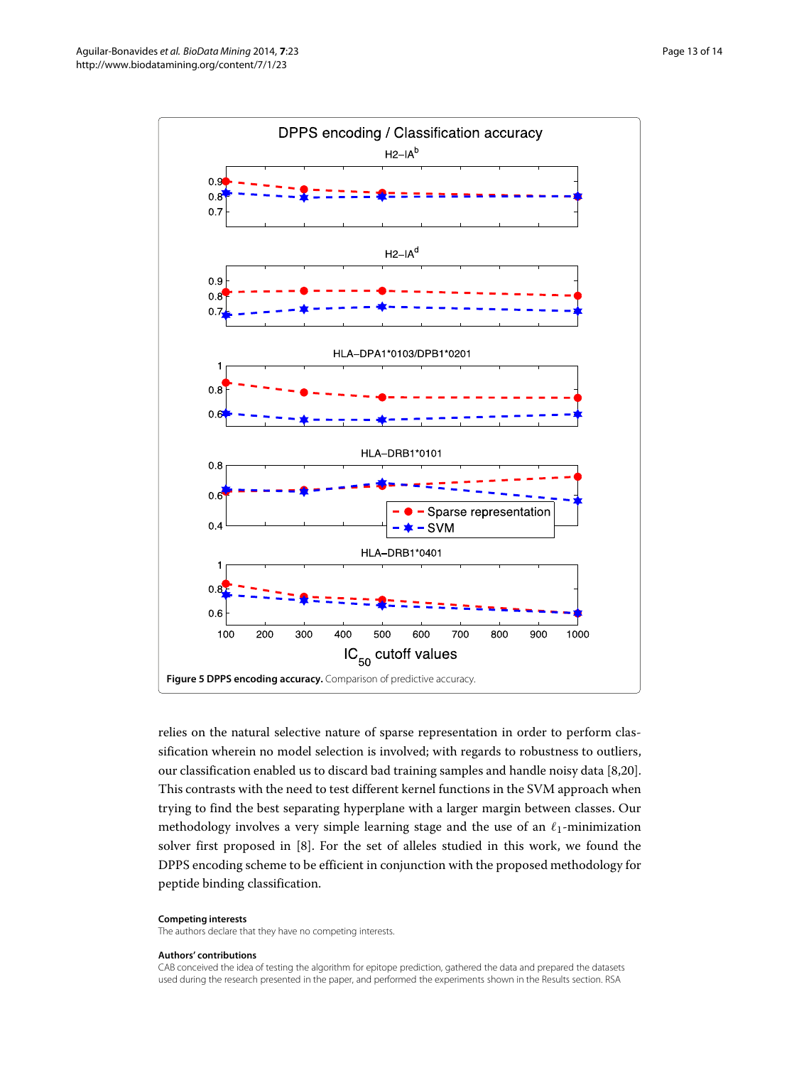Figure 5 DPPS encoding accuracy. Comparison of predictive accuracy.

relies on the natural selective nature of sparse representation in order to perform classification wherein no model selection is involved; with regards to robustness to outliers, our classification enabled us to discard bad training samples and handle noisy data [8,20]. This contrasts with the need to test different kernel functions in the SVM approach when trying to find the best separating hyperplane with a larger margin between classes. Our methodology involves a very simple learning stage and the use of an $\ell_1$-minimization solver first proposed in [8]. For the set of alleles studied in this work, we found the DPPS encoding scheme to be efficient in conjunction with the proposed methodology for peptide binding classification.

#### Competing interests

The authors declare that they have no competing interests.

#### Authors' contributions

CAB conceived the idea of testing the algorithm for epitope prediction, gathered the data and prepared the datasets used during the research presented in the paper, and performed the experiments shown in the Results section. RSA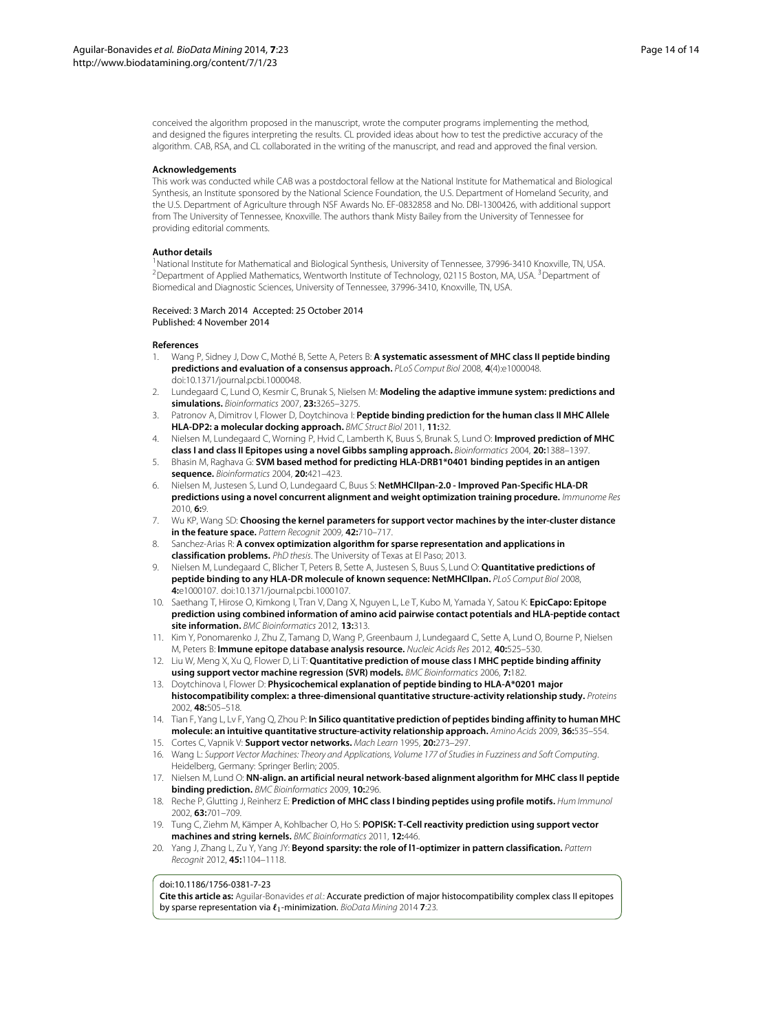conceived the algorithm proposed in the manuscript, wrote the computer programs implementing the method, and designed the figures interpreting the results. CL provided ideas about how to test the predictive accuracy of the algorithm. CAB, RSA, and CL collaborated in the writing of the manuscript, and read and approved the final version.

#### Acknowledgements

This work was conducted while CAB was a postdoctoral fellow at the National Institute for Mathematical and Biological Synthesis, an Institute sponsored by the National Science Foundation, the U.S. Department of Homeland Security, and the U.S. Department of Agriculture through NSF Awards No. EF-0832858 and No. DBI-1300426, with additional support from The University of Tennessee, Knoxville. The authors thank Misty Bailey from the University of Tennessee for providing editorial comments.

#### Author details

[1]National Institute for Mathematical and Biological Synthesis, University of Tennessee, 37996-3410 Knoxville, TN, USA. [2]Department of Applied Mathematics, Wentworth Institute of Technology, 02115 Boston, MA, USA. [3]Department of Biomedical and Diagnostic Sciences, University of Tennessee, 37996-3410, Knoxville, TN, USA.

Received: 3 March 2014 Accepted: 25 October 2014
Published: 4 November 2014

#### References

1. Wang P, Sidney J, Dow C, Mothé B, Sette A, Peters B: **A systematic assessment of MHC class II peptide binding predictions and evaluation of a consensus approach.** *PLoS Comput Biol* 2008, **4**(4):e1000048. doi:10.1371/journal.pcbi.1000048.
2. Lundegaard C, Lund O, Kesmir C, Brunak S, Nielsen M: **Modeling the adaptive immune system: predictions and simulations.** *Bioinformatics* 2007, **23:**3265–3275.
3. Patronov A, Dimitrov I, Flower D, Doytchinova I: **Peptide binding prediction for the human class II MHC Allele HLA-DP2: a molecular docking approach.** *BMC Struct Biol* 2011, **11:**32.
4. Nielsen M, Lundegaard C, Worning P, Hvid C, Lamberth K, Buus S, Brunak S, Lund O: **Improved prediction of MHC class I and class II Epitopes using a novel Gibbs sampling approach.** *Bioinformatics* 2004, **20:**1388–1397.
5. Bhasin M, Raghava G: **SVM based method for predicting HLA-DRB1*0401 binding peptides in an antigen sequence.** *Bioinformatics* 2004, **20:**421–423.
6. Nielsen M, Justesen S, Lund O, Lundegaard C, Buus S: **NetMHCIIpan-2.0 - Improved Pan-Specific HLA-DR predictions using a novel concurrent alignment and weight optimization training procedure.** *Immunome Res* 2010, **6:**9.
7. Wu KP, Wang SD: **Choosing the kernel parameters for support vector machines by the inter-cluster distance in the feature space.** *Pattern Recognit* 2009, **42:**710–717.
8. Sanchez-Arias R: **A convex optimization algorithm for sparse representation and applications in classification problems.** *PhD thesis*. The University of Texas at El Paso; 2013.
9. Nielsen M, Lundegaard C, Blicher T, Peters B, Sette A, Justesen S, Buus S, Lund O: **Quantitative predictions of peptide binding to any HLA-DR molecule of known sequence: NetMHCIIpan.** *PLoS Comput Biol* 2008, **4:**e1000107. doi:10.1371/journal.pcbi.1000107.
10. Saethang T, Hirose O, Kimkong I, Tran V, Dang X, Nguyen L, Le T, Kubo M, Yamada Y, Satou K: **EpicCapo: Epitope prediction using combined information of amino acid pairwise contact potentials and HLA-peptide contact site information.** *BMC Bioinformatics* 2012, **13:**313.
11. Kim Y, Ponomarenko J, Zhu Z, Tamang D, Wang P, Greenbaum J, Lundegaard C, Sette A, Lund O, Bourne P, Nielsen M, Peters B: **Immune epitope database analysis resource.** *Nucleic Acids Res* 2012, **40:**525–530.
12. Liu W, Meng X, Xu Q, Flower D, Li T: **Quantitative prediction of mouse class I MHC peptide binding affinity using support vector machine regression (SVR) models.** *BMC Bioinformatics* 2006, **7:**182.
13. Doytchinova I, Flower D: **Physicochemical explanation of peptide binding to HLA-A*0201 major histocompatibility complex: a three-dimensional quantitative structure-activity relationship study.** *Proteins* 2002, **48:**505–518.
14. Tian F, Yang L, Lv F, Yang Q, Zhou P: **In Silico quantitative prediction of peptides binding affinity to human MHC molecule: an intuitive quantitative structure-activity relationship approach.** *Amino Acids* 2009, **36:**535–554.
15. Cortes C, Vapnik V: **Support vector networks.** *Mach Learn* 1995, **20:**273–297.
16. Wang L: *Support Vector Machines: Theory and Applications, Volume 177 of Studies in Fuzziness and Soft Computing*. Heidelberg, Germany: Springer Berlin; 2005.
17. Nielsen M, Lund O: **NN-align. an artificial neural network-based alignment algorithm for MHC class II peptide binding prediction.** *BMC Bioinformatics* 2009, **10:**296.
18. Reche P, Glutting J, Reinherz E: **Prediction of MHC class I binding peptides using profile motifs.** *Hum Immunol* 2002, **63:**701–709.
19. Tung C, Ziehm M, Kämper A, Kohlbacher O, Ho S: **POPISK: T-Cell reactivity prediction using support vector machines and string kernels.** *BMC Bioinformatics* 2011, **12:**446.
20. Yang J, Zhang L, Zu Y, Yang JY: **Beyond sparsity: the role of l1-optimizer in pattern classification.** *Pattern Recognit* 2012, **45:**1104–1118.

doi:10.1186/1756-0381-7-23

**Cite this article as:** Aguilar-Bonavides *et al.*: Accurate prediction of major histocompatibility complex class II epitopes by sparse representation via $\ell_1$-minimization. *BioData Mining* 2014 **7**:23.